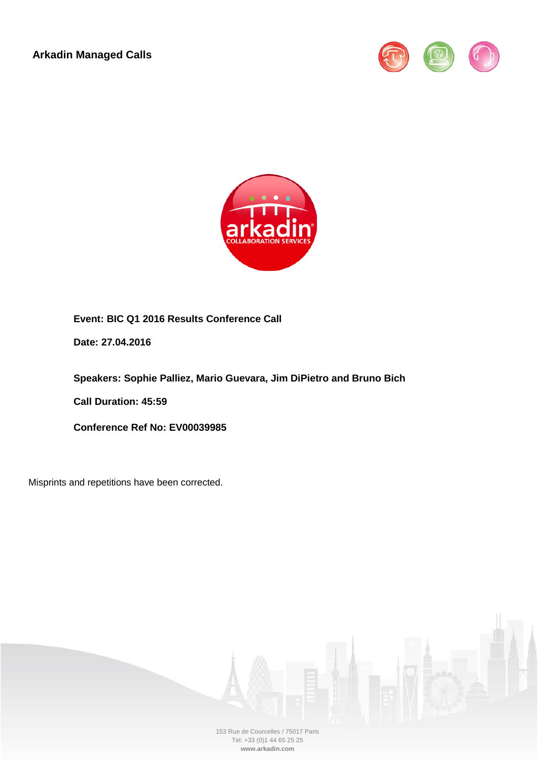**Arkadin Managed Calls**

**Event: BIC Q1 2016 Results Conference Call**

**Date: 27.04.2016**

**Speakers: Sophie Palliez, Mario Guevara, Jim DiPietro and Bruno Bich**

**Call Duration: 45:59**

**Conference Ref No: EV00039985**

Misprints and repetitions have been corrected.

153 Rue de Courcelles / 75017 Paris
Tel: +33 (0)1 44 65 25 25
**www.arkadin.com**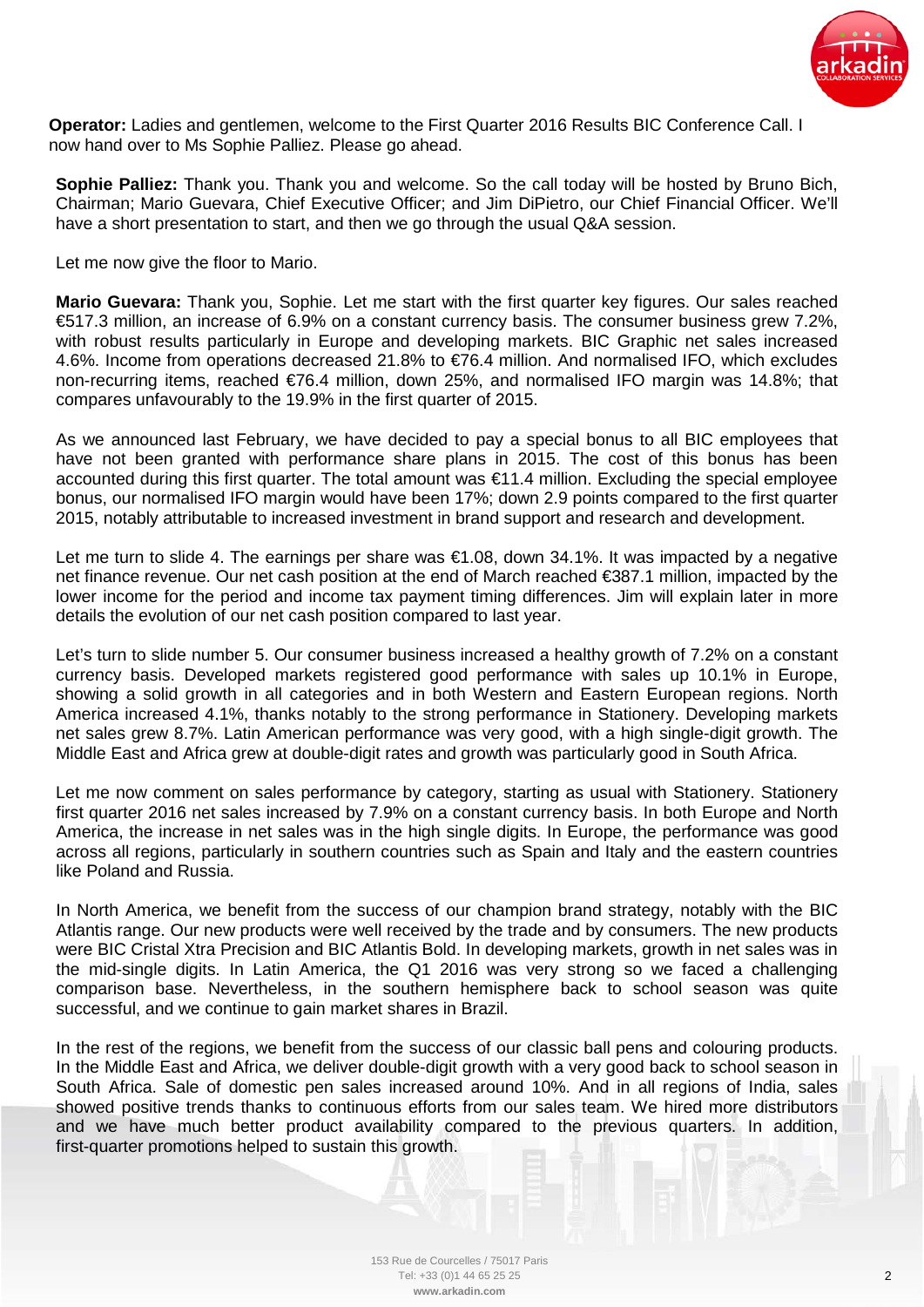**Operator:** Ladies and gentlemen, welcome to the First Quarter 2016 Results BIC Conference Call. I now hand over to Ms Sophie Palliez. Please go ahead.

**Sophie Palliez:** Thank you. Thank you and welcome. So the call today will be hosted by Bruno Bich, Chairman; Mario Guevara, Chief Executive Officer; and Jim DiPietro, our Chief Financial Officer. We'll have a short presentation to start, and then we go through the usual Q&A session.

Let me now give the floor to Mario.

**Mario Guevara:** Thank you, Sophie. Let me start with the first quarter key figures. Our sales reached €517.3 million, an increase of 6.9% on a constant currency basis. The consumer business grew 7.2%, with robust results particularly in Europe and developing markets. BIC Graphic net sales increased 4.6%. Income from operations decreased 21.8% to €76.4 million. And normalised IFO, which excludes non-recurring items, reached €76.4 million, down 25%, and normalised IFO margin was 14.8%; that compares unfavourably to the 19.9% in the first quarter of 2015.

As we announced last February, we have decided to pay a special bonus to all BIC employees that have not been granted with performance share plans in 2015. The cost of this bonus has been accounted during this first quarter. The total amount was €11.4 million. Excluding the special employee bonus, our normalised IFO margin would have been 17%; down 2.9 points compared to the first quarter 2015, notably attributable to increased investment in brand support and research and development.

Let me turn to slide 4. The earnings per share was €1.08, down 34.1%. It was impacted by a negative net finance revenue. Our net cash position at the end of March reached €387.1 million, impacted by the lower income for the period and income tax payment timing differences. Jim will explain later in more details the evolution of our net cash position compared to last year.

Let's turn to slide number 5. Our consumer business increased a healthy growth of 7.2% on a constant currency basis. Developed markets registered good performance with sales up 10.1% in Europe, showing a solid growth in all categories and in both Western and Eastern European regions. North America increased 4.1%, thanks notably to the strong performance in Stationery. Developing markets net sales grew 8.7%. Latin American performance was very good, with a high single-digit growth. The Middle East and Africa grew at double-digit rates and growth was particularly good in South Africa.

Let me now comment on sales performance by category, starting as usual with Stationery. Stationery first quarter 2016 net sales increased by 7.9% on a constant currency basis. In both Europe and North America, the increase in net sales was in the high single digits. In Europe, the performance was good across all regions, particularly in southern countries such as Spain and Italy and the eastern countries like Poland and Russia.

In North America, we benefit from the success of our champion brand strategy, notably with the BIC Atlantis range. Our new products were well received by the trade and by consumers. The new products were BIC Cristal Xtra Precision and BIC Atlantis Bold. In developing markets, growth in net sales was in the mid-single digits. In Latin America, the Q1 2016 was very strong so we faced a challenging comparison base. Nevertheless, in the southern hemisphere back to school season was quite successful, and we continue to gain market shares in Brazil.

In the rest of the regions, we benefit from the success of our classic ball pens and colouring products. In the Middle East and Africa, we deliver double-digit growth with a very good back to school season in South Africa. Sale of domestic pen sales increased around 10%. And in all regions of India, sales showed positive trends thanks to continuous efforts from our sales team. We hired more distributors and we have much better product availability compared to the previous quarters. In addition, first-quarter promotions helped to sustain this growth.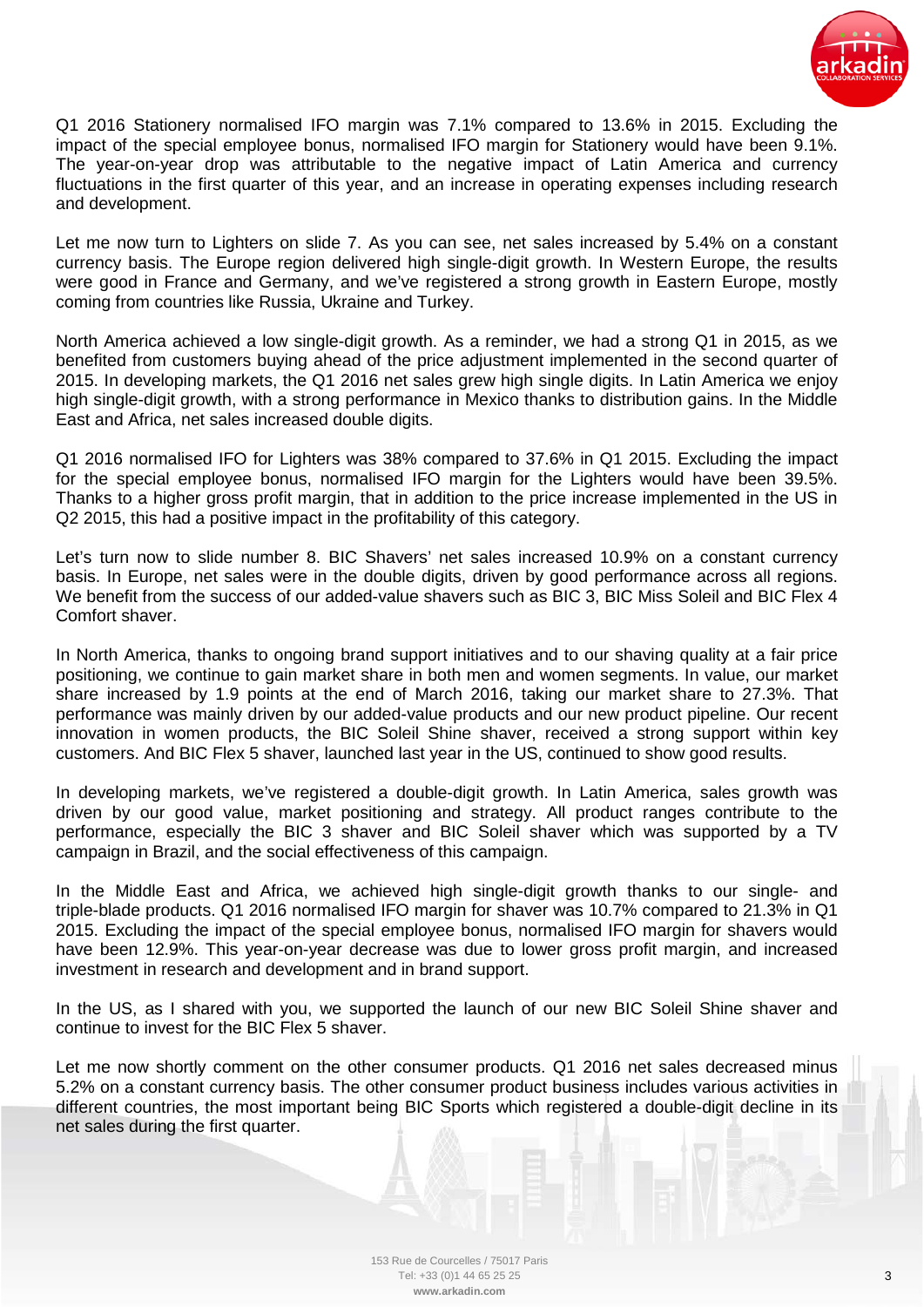Q1 2016 Stationery normalised IFO margin was 7.1% compared to 13.6% in 2015. Excluding the impact of the special employee bonus, normalised IFO margin for Stationery would have been 9.1%. The year-on-year drop was attributable to the negative impact of Latin America and currency fluctuations in the first quarter of this year, and an increase in operating expenses including research and development.

Let me now turn to Lighters on slide 7. As you can see, net sales increased by 5.4% on a constant currency basis. The Europe region delivered high single-digit growth. In Western Europe, the results were good in France and Germany, and we've registered a strong growth in Eastern Europe, mostly coming from countries like Russia, Ukraine and Turkey.

North America achieved a low single-digit growth. As a reminder, we had a strong Q1 in 2015, as we benefited from customers buying ahead of the price adjustment implemented in the second quarter of 2015. In developing markets, the Q1 2016 net sales grew high single digits. In Latin America we enjoy high single-digit growth, with a strong performance in Mexico thanks to distribution gains. In the Middle East and Africa, net sales increased double digits.

Q1 2016 normalised IFO for Lighters was 38% compared to 37.6% in Q1 2015. Excluding the impact for the special employee bonus, normalised IFO margin for the Lighters would have been 39.5%. Thanks to a higher gross profit margin, that in addition to the price increase implemented in the US in Q2 2015, this had a positive impact in the profitability of this category.

Let's turn now to slide number 8. BIC Shavers' net sales increased 10.9% on a constant currency basis. In Europe, net sales were in the double digits, driven by good performance across all regions. We benefit from the success of our added-value shavers such as BIC 3, BIC Miss Soleil and BIC Flex 4 Comfort shaver.

In North America, thanks to ongoing brand support initiatives and to our shaving quality at a fair price positioning, we continue to gain market share in both men and women segments. In value, our market share increased by 1.9 points at the end of March 2016, taking our market share to 27.3%. That performance was mainly driven by our added-value products and our new product pipeline. Our recent innovation in women products, the BIC Soleil Shine shaver, received a strong support within key customers. And BIC Flex 5 shaver, launched last year in the US, continued to show good results.

In developing markets, we've registered a double-digit growth. In Latin America, sales growth was driven by our good value, market positioning and strategy. All product ranges contribute to the performance, especially the BIC 3 shaver and BIC Soleil shaver which was supported by a TV campaign in Brazil, and the social effectiveness of this campaign.

In the Middle East and Africa, we achieved high single-digit growth thanks to our single- and triple-blade products. Q1 2016 normalised IFO margin for shaver was 10.7% compared to 21.3% in Q1 2015. Excluding the impact of the special employee bonus, normalised IFO margin for shavers would have been 12.9%. This year-on-year decrease was due to lower gross profit margin, and increased investment in research and development and in brand support.

In the US, as I shared with you, we supported the launch of our new BIC Soleil Shine shaver and continue to invest for the BIC Flex 5 shaver.

Let me now shortly comment on the other consumer products. Q1 2016 net sales decreased minus 5.2% on a constant currency basis. The other consumer product business includes various activities in different countries, the most important being BIC Sports which registered a double-digit decline in its net sales during the first quarter.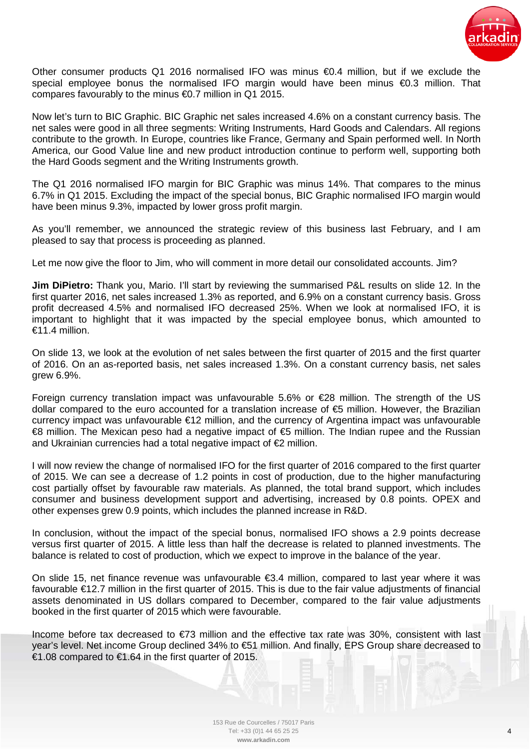Other consumer products Q1 2016 normalised IFO was minus €0.4 million, but if we exclude the special employee bonus the normalised IFO margin would have been minus €0.3 million. That compares favourably to the minus €0.7 million in Q1 2015.

Now let's turn to BIC Graphic. BIC Graphic net sales increased 4.6% on a constant currency basis. The net sales were good in all three segments: Writing Instruments, Hard Goods and Calendars. All regions contribute to the growth. In Europe, countries like France, Germany and Spain performed well. In North America, our Good Value line and new product introduction continue to perform well, supporting both the Hard Goods segment and the Writing Instruments growth.

The Q1 2016 normalised IFO margin for BIC Graphic was minus 14%. That compares to the minus 6.7% in Q1 2015. Excluding the impact of the special bonus, BIC Graphic normalised IFO margin would have been minus 9.3%, impacted by lower gross profit margin.

As you'll remember, we announced the strategic review of this business last February, and I am pleased to say that process is proceeding as planned.

Let me now give the floor to Jim, who will comment in more detail our consolidated accounts. Jim?

**Jim DiPietro:** Thank you, Mario. I'll start by reviewing the summarised P&L results on slide 12. In the first quarter 2016, net sales increased 1.3% as reported, and 6.9% on a constant currency basis. Gross profit decreased 4.5% and normalised IFO decreased 25%. When we look at normalised IFO, it is important to highlight that it was impacted by the special employee bonus, which amounted to €11.4 million.

On slide 13, we look at the evolution of net sales between the first quarter of 2015 and the first quarter of 2016. On an as-reported basis, net sales increased 1.3%. On a constant currency basis, net sales grew 6.9%.

Foreign currency translation impact was unfavourable 5.6% or €28 million. The strength of the US dollar compared to the euro accounted for a translation increase of €5 million. However, the Brazilian currency impact was unfavourable €12 million, and the currency of Argentina impact was unfavourable €8 million. The Mexican peso had a negative impact of €5 million. The Indian rupee and the Russian and Ukrainian currencies had a total negative impact of €2 million.

I will now review the change of normalised IFO for the first quarter of 2016 compared to the first quarter of 2015. We can see a decrease of 1.2 points in cost of production, due to the higher manufacturing cost partially offset by favourable raw materials. As planned, the total brand support, which includes consumer and business development support and advertising, increased by 0.8 points. OPEX and other expenses grew 0.9 points, which includes the planned increase in R&D.

In conclusion, without the impact of the special bonus, normalised IFO shows a 2.9 points decrease versus first quarter of 2015. A little less than half the decrease is related to planned investments. The balance is related to cost of production, which we expect to improve in the balance of the year.

On slide 15, net finance revenue was unfavourable €3.4 million, compared to last year where it was favourable €12.7 million in the first quarter of 2015. This is due to the fair value adjustments of financial assets denominated in US dollars compared to December, compared to the fair value adjustments booked in the first quarter of 2015 which were favourable.

Income before tax decreased to €73 million and the effective tax rate was 30%, consistent with last year's level. Net income Group declined 34% to €51 million. And finally, EPS Group share decreased to €1.08 compared to €1.64 in the first quarter of 2015.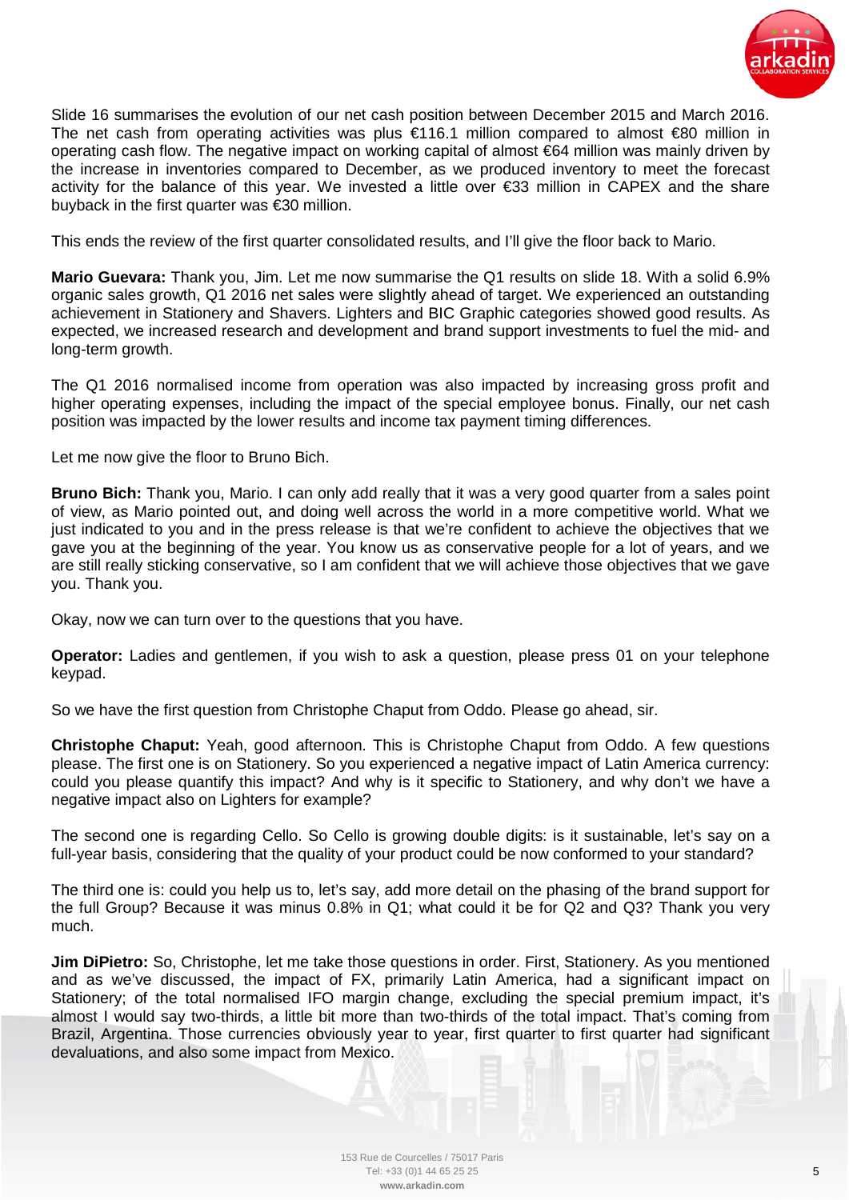Slide 16 summarises the evolution of our net cash position between December 2015 and March 2016. The net cash from operating activities was plus €116.1 million compared to almost €80 million in operating cash flow. The negative impact on working capital of almost €64 million was mainly driven by the increase in inventories compared to December, as we produced inventory to meet the forecast activity for the balance of this year. We invested a little over €33 million in CAPEX and the share buyback in the first quarter was €30 million.

This ends the review of the first quarter consolidated results, and I'll give the floor back to Mario.

**Mario Guevara:** Thank you, Jim. Let me now summarise the Q1 results on slide 18. With a solid 6.9% organic sales growth, Q1 2016 net sales were slightly ahead of target. We experienced an outstanding achievement in Stationery and Shavers. Lighters and BIC Graphic categories showed good results. As expected, we increased research and development and brand support investments to fuel the mid- and long-term growth.

The Q1 2016 normalised income from operation was also impacted by increasing gross profit and higher operating expenses, including the impact of the special employee bonus. Finally, our net cash position was impacted by the lower results and income tax payment timing differences.

Let me now give the floor to Bruno Bich.

**Bruno Bich:** Thank you, Mario. I can only add really that it was a very good quarter from a sales point of view, as Mario pointed out, and doing well across the world in a more competitive world. What we just indicated to you and in the press release is that we're confident to achieve the objectives that we gave you at the beginning of the year. You know us as conservative people for a lot of years, and we are still really sticking conservative, so I am confident that we will achieve those objectives that we gave you. Thank you.

Okay, now we can turn over to the questions that you have.

**Operator:** Ladies and gentlemen, if you wish to ask a question, please press 01 on your telephone keypad.

So we have the first question from Christophe Chaput from Oddo. Please go ahead, sir.

**Christophe Chaput:** Yeah, good afternoon. This is Christophe Chaput from Oddo. A few questions please. The first one is on Stationery. So you experienced a negative impact of Latin America currency: could you please quantify this impact? And why is it specific to Stationery, and why don't we have a negative impact also on Lighters for example?

The second one is regarding Cello. So Cello is growing double digits: is it sustainable, let's say on a full-year basis, considering that the quality of your product could be now conformed to your standard?

The third one is: could you help us to, let's say, add more detail on the phasing of the brand support for the full Group? Because it was minus 0.8% in Q1; what could it be for Q2 and Q3? Thank you very much.

**Jim DiPietro:** So, Christophe, let me take those questions in order. First, Stationery. As you mentioned and as we've discussed, the impact of FX, primarily Latin America, had a significant impact on Stationery; of the total normalised IFO margin change, excluding the special premium impact, it's almost I would say two-thirds, a little bit more than two-thirds of the total impact. That's coming from Brazil, Argentina. Those currencies obviously year to year, first quarter to first quarter had significant devaluations, and also some impact from Mexico.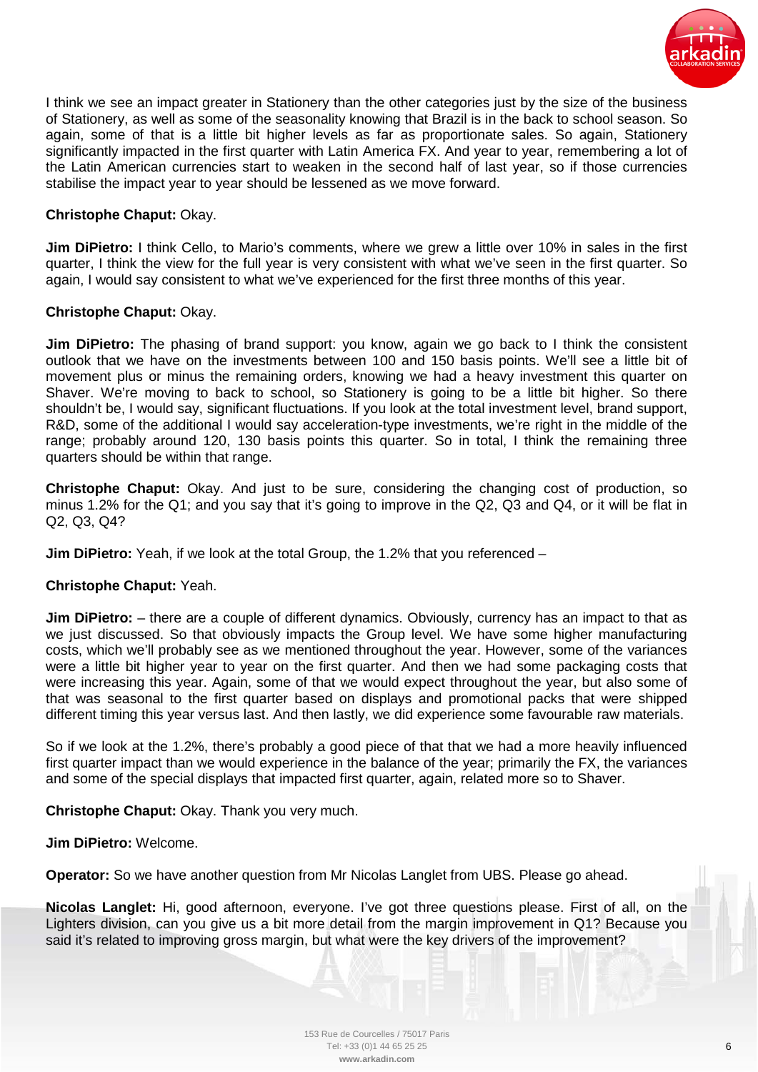I think we see an impact greater in Stationery than the other categories just by the size of the business of Stationery, as well as some of the seasonality knowing that Brazil is in the back to school season. So again, some of that is a little bit higher levels as far as proportionate sales. So again, Stationery significantly impacted in the first quarter with Latin America FX. And year to year, remembering a lot of the Latin American currencies start to weaken in the second half of last year, so if those currencies stabilise the impact year to year should be lessened as we move forward.

**Christophe Chaput:** Okay.

**Jim DiPietro:** I think Cello, to Mario's comments, where we grew a little over 10% in sales in the first quarter, I think the view for the full year is very consistent with what we've seen in the first quarter. So again, I would say consistent to what we've experienced for the first three months of this year.

**Christophe Chaput:** Okay.

**Jim DiPietro:** The phasing of brand support: you know, again we go back to I think the consistent outlook that we have on the investments between 100 and 150 basis points. We'll see a little bit of movement plus or minus the remaining orders, knowing we had a heavy investment this quarter on Shaver. We're moving to back to school, so Stationery is going to be a little bit higher. So there shouldn't be, I would say, significant fluctuations. If you look at the total investment level, brand support, R&D, some of the additional I would say acceleration-type investments, we're right in the middle of the range; probably around 120, 130 basis points this quarter. So in total, I think the remaining three quarters should be within that range.

**Christophe Chaput:** Okay. And just to be sure, considering the changing cost of production, so minus 1.2% for the Q1; and you say that it's going to improve in the Q2, Q3 and Q4, or it will be flat in Q2, Q3, Q4?

**Jim DiPietro:** Yeah, if we look at the total Group, the 1.2% that you referenced –

**Christophe Chaput:** Yeah.

**Jim DiPietro:** – there are a couple of different dynamics. Obviously, currency has an impact to that as we just discussed. So that obviously impacts the Group level. We have some higher manufacturing costs, which we'll probably see as we mentioned throughout the year. However, some of the variances were a little bit higher year to year on the first quarter. And then we had some packaging costs that were increasing this year. Again, some of that we would expect throughout the year, but also some of that was seasonal to the first quarter based on displays and promotional packs that were shipped different timing this year versus last. And then lastly, we did experience some favourable raw materials.

So if we look at the 1.2%, there's probably a good piece of that that we had a more heavily influenced first quarter impact than we would experience in the balance of the year; primarily the FX, the variances and some of the special displays that impacted first quarter, again, related more so to Shaver.

**Christophe Chaput:** Okay. Thank you very much.

**Jim DiPietro:** Welcome.

**Operator:** So we have another question from Mr Nicolas Langlet from UBS. Please go ahead.

**Nicolas Langlet:** Hi, good afternoon, everyone. I've got three questions please. First of all, on the Lighters division, can you give us a bit more detail from the margin improvement in Q1? Because you said it's related to improving gross margin, but what were the key drivers of the improvement?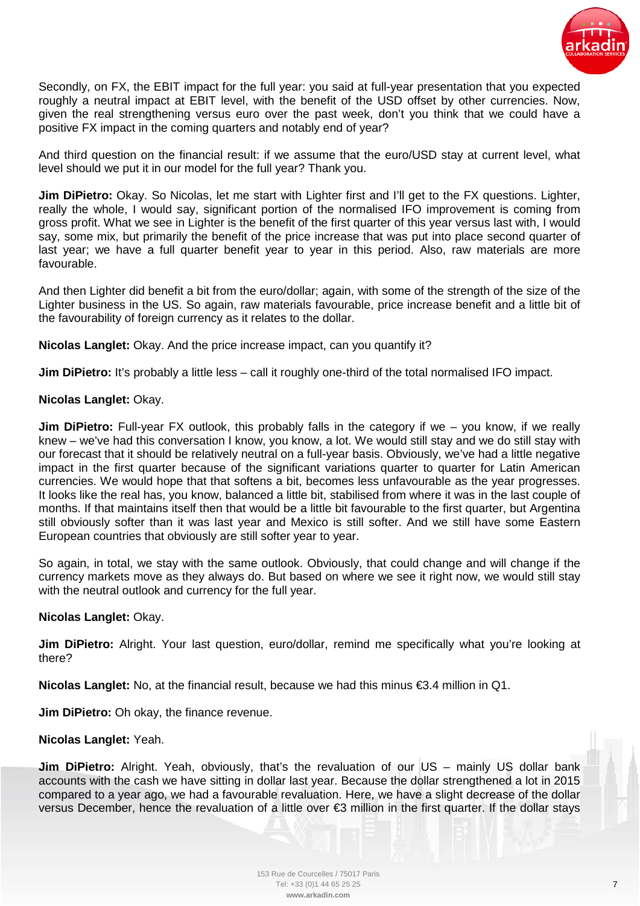Secondly, on FX, the EBIT impact for the full year: you said at full-year presentation that you expected roughly a neutral impact at EBIT level, with the benefit of the USD offset by other currencies. Now, given the real strengthening versus euro over the past week, don't you think that we could have a positive FX impact in the coming quarters and notably end of year?

And third question on the financial result: if we assume that the euro/USD stay at current level, what level should we put it in our model for the full year? Thank you.

**Jim DiPietro:** Okay. So Nicolas, let me start with Lighter first and I'll get to the FX questions. Lighter, really the whole, I would say, significant portion of the normalised IFO improvement is coming from gross profit. What we see in Lighter is the benefit of the first quarter of this year versus last with, I would say, some mix, but primarily the benefit of the price increase that was put into place second quarter of last year; we have a full quarter benefit year to year in this period. Also, raw materials are more favourable.

And then Lighter did benefit a bit from the euro/dollar; again, with some of the strength of the size of the Lighter business in the US. So again, raw materials favourable, price increase benefit and a little bit of the favourability of foreign currency as it relates to the dollar.

**Nicolas Langlet:** Okay. And the price increase impact, can you quantify it?

**Jim DiPietro:** It's probably a little less – call it roughly one-third of the total normalised IFO impact.

**Nicolas Langlet:** Okay.

**Jim DiPietro:** Full-year FX outlook, this probably falls in the category if we – you know, if we really knew – we've had this conversation I know, you know, a lot. We would still stay and we do still stay with our forecast that it should be relatively neutral on a full-year basis. Obviously, we've had a little negative impact in the first quarter because of the significant variations quarter to quarter for Latin American currencies. We would hope that that softens a bit, becomes less unfavourable as the year progresses. It looks like the real has, you know, balanced a little bit, stabilised from where it was in the last couple of months. If that maintains itself then that would be a little bit favourable to the first quarter, but Argentina still obviously softer than it was last year and Mexico is still softer. And we still have some Eastern European countries that obviously are still softer year to year.

So again, in total, we stay with the same outlook. Obviously, that could change and will change if the currency markets move as they always do. But based on where we see it right now, we would still stay with the neutral outlook and currency for the full year.

**Nicolas Langlet:** Okay.

**Jim DiPietro:** Alright. Your last question, euro/dollar, remind me specifically what you're looking at there?

**Nicolas Langlet:** No, at the financial result, because we had this minus €3.4 million in Q1.

**Jim DiPietro:** Oh okay, the finance revenue.

**Nicolas Langlet:** Yeah.

**Jim DiPietro:** Alright. Yeah, obviously, that's the revaluation of our US – mainly US dollar bank accounts with the cash we have sitting in dollar last year. Because the dollar strengthened a lot in 2015 compared to a year ago, we had a favourable revaluation. Here, we have a slight decrease of the dollar versus December, hence the revaluation of a little over €3 million in the first quarter. If the dollar stays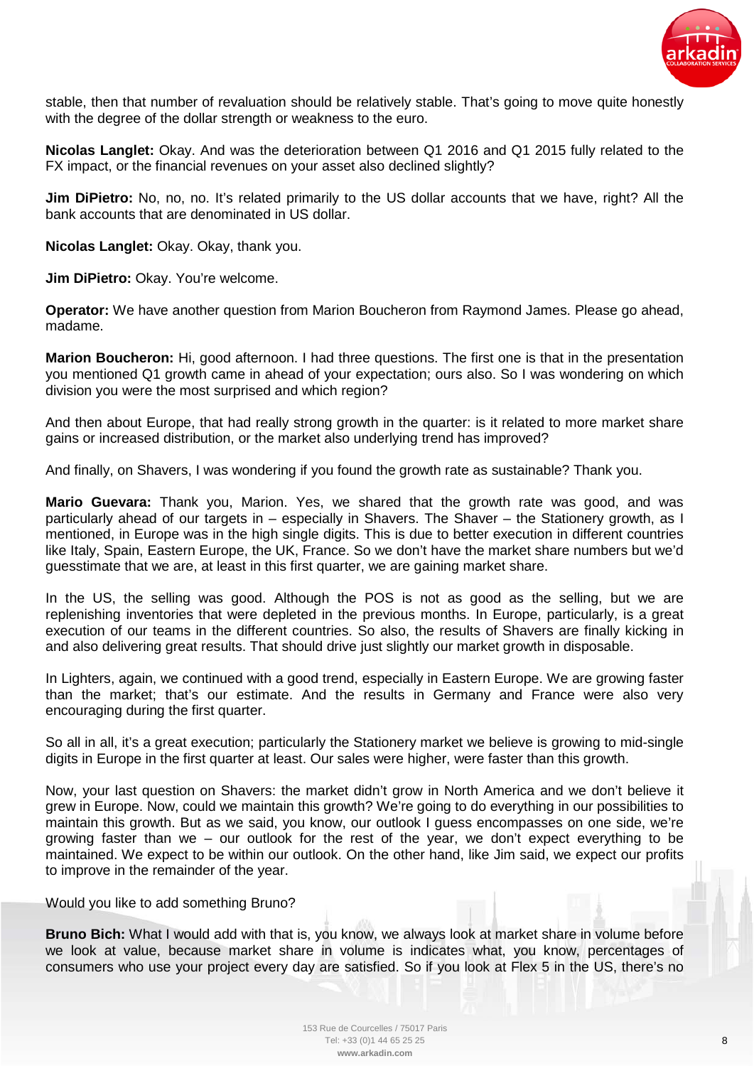stable, then that number of revaluation should be relatively stable. That's going to move quite honestly with the degree of the dollar strength or weakness to the euro.

**Nicolas Langlet:** Okay. And was the deterioration between Q1 2016 and Q1 2015 fully related to the FX impact, or the financial revenues on your asset also declined slightly?

**Jim DiPietro:** No, no, no. It's related primarily to the US dollar accounts that we have, right? All the bank accounts that are denominated in US dollar.

**Nicolas Langlet:** Okay. Okay, thank you.

**Jim DiPietro:** Okay. You're welcome.

**Operator:** We have another question from Marion Boucheron from Raymond James. Please go ahead, madame.

**Marion Boucheron:** Hi, good afternoon. I had three questions. The first one is that in the presentation you mentioned Q1 growth came in ahead of your expectation; ours also. So I was wondering on which division you were the most surprised and which region?

And then about Europe, that had really strong growth in the quarter: is it related to more market share gains or increased distribution, or the market also underlying trend has improved?

And finally, on Shavers, I was wondering if you found the growth rate as sustainable? Thank you.

**Mario Guevara:** Thank you, Marion. Yes, we shared that the growth rate was good, and was particularly ahead of our targets in – especially in Shavers. The Shaver – the Stationery growth, as I mentioned, in Europe was in the high single digits. This is due to better execution in different countries like Italy, Spain, Eastern Europe, the UK, France. So we don't have the market share numbers but we'd guesstimate that we are, at least in this first quarter, we are gaining market share.

In the US, the selling was good. Although the POS is not as good as the selling, but we are replenishing inventories that were depleted in the previous months. In Europe, particularly, is a great execution of our teams in the different countries. So also, the results of Shavers are finally kicking in and also delivering great results. That should drive just slightly our market growth in disposable.

In Lighters, again, we continued with a good trend, especially in Eastern Europe. We are growing faster than the market; that's our estimate. And the results in Germany and France were also very encouraging during the first quarter.

So all in all, it's a great execution; particularly the Stationery market we believe is growing to mid-single digits in Europe in the first quarter at least. Our sales were higher, were faster than this growth.

Now, your last question on Shavers: the market didn't grow in North America and we don't believe it grew in Europe. Now, could we maintain this growth? We're going to do everything in our possibilities to maintain this growth. But as we said, you know, our outlook I guess encompasses on one side, we're growing faster than we – our outlook for the rest of the year, we don't expect everything to be maintained. We expect to be within our outlook. On the other hand, like Jim said, we expect our profits to improve in the remainder of the year.

Would you like to add something Bruno?

**Bruno Bich:** What I would add with that is, you know, we always look at market share in volume before we look at value, because market share in volume is indicates what, you know, percentages of consumers who use your project every day are satisfied. So if you look at Flex 5 in the US, there's no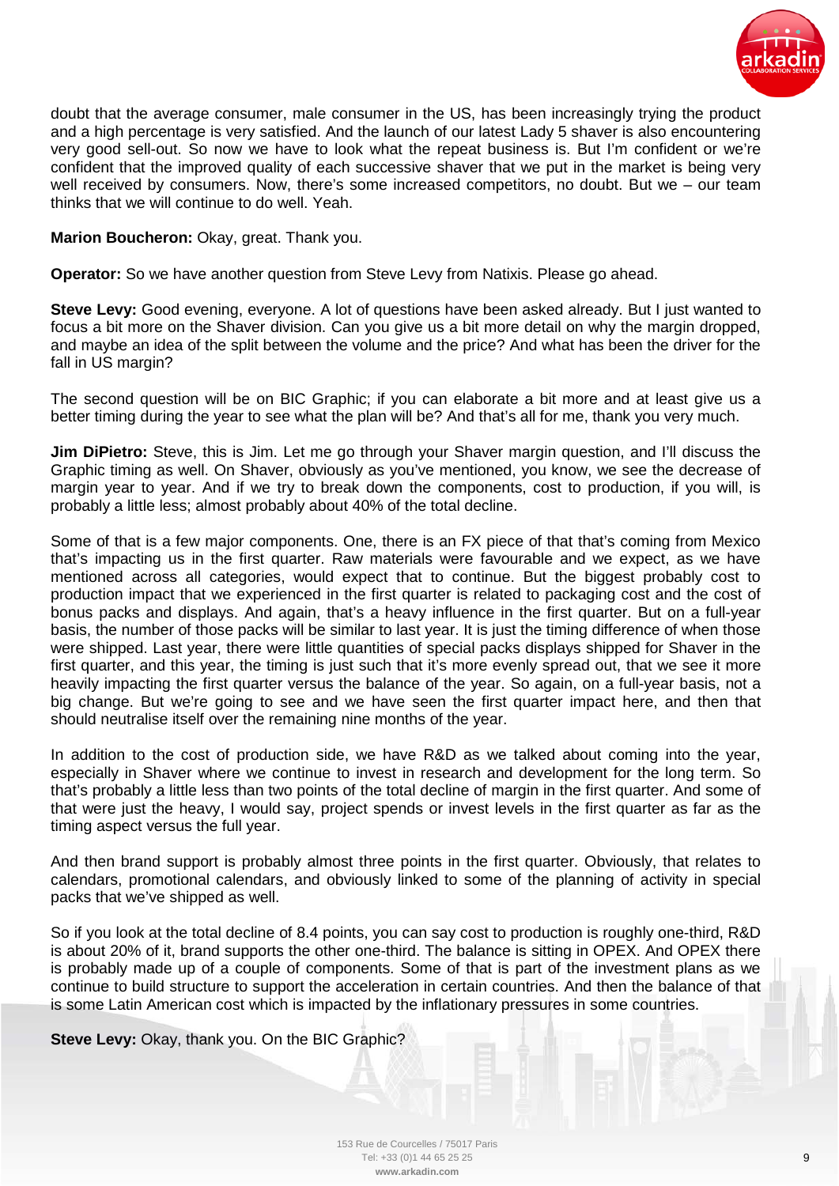doubt that the average consumer, male consumer in the US, has been increasingly trying the product and a high percentage is very satisfied. And the launch of our latest Lady 5 shaver is also encountering very good sell-out. So now we have to look what the repeat business is. But I'm confident or we're confident that the improved quality of each successive shaver that we put in the market is being very well received by consumers. Now, there's some increased competitors, no doubt. But we – our team thinks that we will continue to do well. Yeah.

**Marion Boucheron:** Okay, great. Thank you.

**Operator:** So we have another question from Steve Levy from Natixis. Please go ahead.

**Steve Levy:** Good evening, everyone. A lot of questions have been asked already. But I just wanted to focus a bit more on the Shaver division. Can you give us a bit more detail on why the margin dropped, and maybe an idea of the split between the volume and the price? And what has been the driver for the fall in US margin?

The second question will be on BIC Graphic; if you can elaborate a bit more and at least give us a better timing during the year to see what the plan will be? And that's all for me, thank you very much.

**Jim DiPietro:** Steve, this is Jim. Let me go through your Shaver margin question, and I'll discuss the Graphic timing as well. On Shaver, obviously as you've mentioned, you know, we see the decrease of margin year to year. And if we try to break down the components, cost to production, if you will, is probably a little less; almost probably about 40% of the total decline.

Some of that is a few major components. One, there is an FX piece of that that's coming from Mexico that's impacting us in the first quarter. Raw materials were favourable and we expect, as we have mentioned across all categories, would expect that to continue. But the biggest probably cost to production impact that we experienced in the first quarter is related to packaging cost and the cost of bonus packs and displays. And again, that's a heavy influence in the first quarter. But on a full-year basis, the number of those packs will be similar to last year. It is just the timing difference of when those were shipped. Last year, there were little quantities of special packs displays shipped for Shaver in the first quarter, and this year, the timing is just such that it's more evenly spread out, that we see it more heavily impacting the first quarter versus the balance of the year. So again, on a full-year basis, not a big change. But we're going to see and we have seen the first quarter impact here, and then that should neutralise itself over the remaining nine months of the year.

In addition to the cost of production side, we have R&D as we talked about coming into the year, especially in Shaver where we continue to invest in research and development for the long term. So that's probably a little less than two points of the total decline of margin in the first quarter. And some of that were just the heavy, I would say, project spends or invest levels in the first quarter as far as the timing aspect versus the full year.

And then brand support is probably almost three points in the first quarter. Obviously, that relates to calendars, promotional calendars, and obviously linked to some of the planning of activity in special packs that we've shipped as well.

So if you look at the total decline of 8.4 points, you can say cost to production is roughly one-third, R&D is about 20% of it, brand supports the other one-third. The balance is sitting in OPEX. And OPEX there is probably made up of a couple of components. Some of that is part of the investment plans as we continue to build structure to support the acceleration in certain countries. And then the balance of that is some Latin American cost which is impacted by the inflationary pressures in some countries.

**Steve Levy:** Okay, thank you. On the BIC Graphic?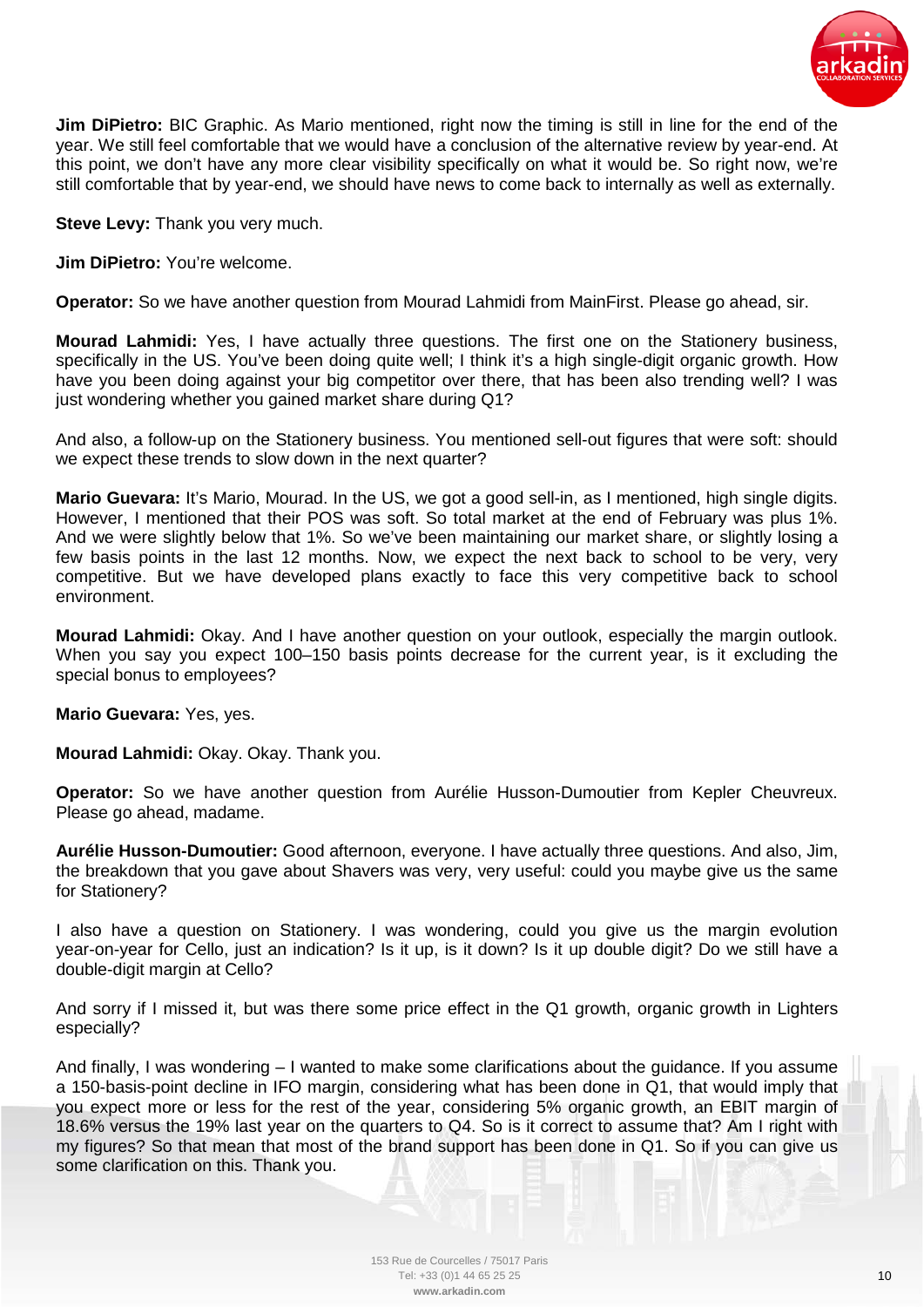**Jim DiPietro:** BIC Graphic. As Mario mentioned, right now the timing is still in line for the end of the year. We still feel comfortable that we would have a conclusion of the alternative review by year-end. At this point, we don't have any more clear visibility specifically on what it would be. So right now, we're still comfortable that by year-end, we should have news to come back to internally as well as externally.

**Steve Levy:** Thank you very much.

**Jim DiPietro:** You're welcome.

**Operator:** So we have another question from Mourad Lahmidi from MainFirst. Please go ahead, sir.

**Mourad Lahmidi:** Yes, I have actually three questions. The first one on the Stationery business, specifically in the US. You've been doing quite well; I think it's a high single-digit organic growth. How have you been doing against your big competitor over there, that has been also trending well? I was just wondering whether you gained market share during Q1?

And also, a follow-up on the Stationery business. You mentioned sell-out figures that were soft: should we expect these trends to slow down in the next quarter?

**Mario Guevara:** It's Mario, Mourad. In the US, we got a good sell-in, as I mentioned, high single digits. However, I mentioned that their POS was soft. So total market at the end of February was plus 1%. And we were slightly below that 1%. So we've been maintaining our market share, or slightly losing a few basis points in the last 12 months. Now, we expect the next back to school to be very, very competitive. But we have developed plans exactly to face this very competitive back to school environment.

**Mourad Lahmidi:** Okay. And I have another question on your outlook, especially the margin outlook. When you say you expect 100–150 basis points decrease for the current year, is it excluding the special bonus to employees?

**Mario Guevara:** Yes, yes.

**Mourad Lahmidi:** Okay. Okay. Thank you.

**Operator:** So we have another question from Aurélie Husson-Dumoutier from Kepler Cheuvreux. Please go ahead, madame.

**Aurélie Husson-Dumoutier:** Good afternoon, everyone. I have actually three questions. And also, Jim, the breakdown that you gave about Shavers was very, very useful: could you maybe give us the same for Stationery?

I also have a question on Stationery. I was wondering, could you give us the margin evolution year-on-year for Cello, just an indication? Is it up, is it down? Is it up double digit? Do we still have a double-digit margin at Cello?

And sorry if I missed it, but was there some price effect in the Q1 growth, organic growth in Lighters especially?

And finally, I was wondering – I wanted to make some clarifications about the guidance. If you assume a 150-basis-point decline in IFO margin, considering what has been done in Q1, that would imply that you expect more or less for the rest of the year, considering 5% organic growth, an EBIT margin of 18.6% versus the 19% last year on the quarters to Q4. So is it correct to assume that? Am I right with my figures? So that mean that most of the brand support has been done in Q1. So if you can give us some clarification on this. Thank you.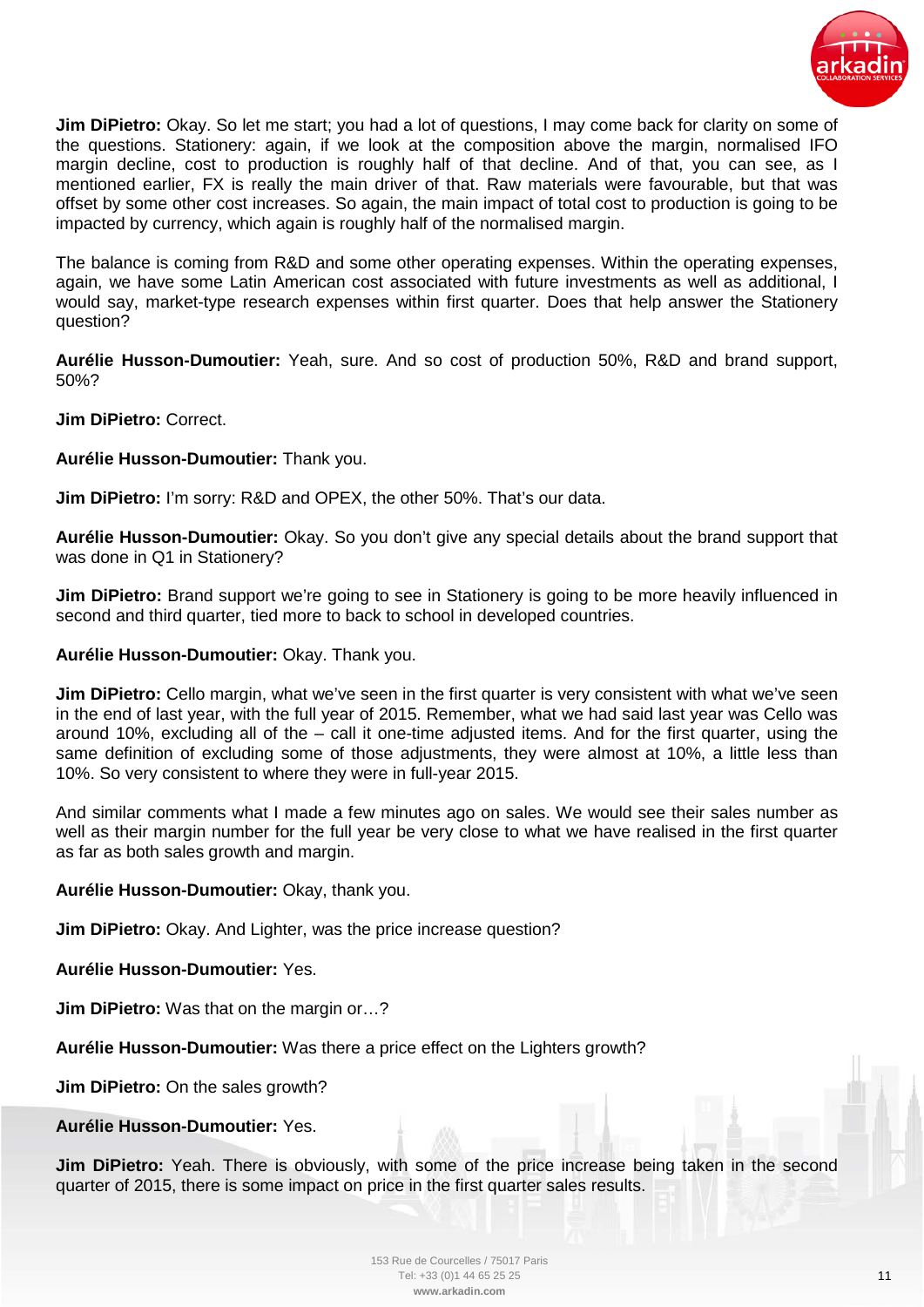**Jim DiPietro:** Okay. So let me start; you had a lot of questions, I may come back for clarity on some of the questions. Stationery: again, if we look at the composition above the margin, normalised IFO margin decline, cost to production is roughly half of that decline. And of that, you can see, as I mentioned earlier, FX is really the main driver of that. Raw materials were favourable, but that was offset by some other cost increases. So again, the main impact of total cost to production is going to be impacted by currency, which again is roughly half of the normalised margin.

The balance is coming from R&D and some other operating expenses. Within the operating expenses, again, we have some Latin American cost associated with future investments as well as additional, I would say, market-type research expenses within first quarter. Does that help answer the Stationery question?

**Aurélie Husson-Dumoutier:** Yeah, sure. And so cost of production 50%, R&D and brand support, 50%?

**Jim DiPietro:** Correct.

**Aurélie Husson-Dumoutier:** Thank you.

**Jim DiPietro:** I'm sorry: R&D and OPEX, the other 50%. That's our data.

**Aurélie Husson-Dumoutier:** Okay. So you don't give any special details about the brand support that was done in Q1 in Stationery?

**Jim DiPietro:** Brand support we're going to see in Stationery is going to be more heavily influenced in second and third quarter, tied more to back to school in developed countries.

**Aurélie Husson-Dumoutier:** Okay. Thank you.

**Jim DiPietro:** Cello margin, what we've seen in the first quarter is very consistent with what we've seen in the end of last year, with the full year of 2015. Remember, what we had said last year was Cello was around 10%, excluding all of the – call it one-time adjusted items. And for the first quarter, using the same definition of excluding some of those adjustments, they were almost at 10%, a little less than 10%. So very consistent to where they were in full-year 2015.

And similar comments what I made a few minutes ago on sales. We would see their sales number as well as their margin number for the full year be very close to what we have realised in the first quarter as far as both sales growth and margin.

**Aurélie Husson-Dumoutier:** Okay, thank you.

**Jim DiPietro:** Okay. And Lighter, was the price increase question?

**Aurélie Husson-Dumoutier:** Yes.

**Jim DiPietro:** Was that on the margin or…?

**Aurélie Husson-Dumoutier:** Was there a price effect on the Lighters growth?

**Jim DiPietro:** On the sales growth?

**Aurélie Husson-Dumoutier:** Yes.

**Jim DiPietro:** Yeah. There is obviously, with some of the price increase being taken in the second quarter of 2015, there is some impact on price in the first quarter sales results.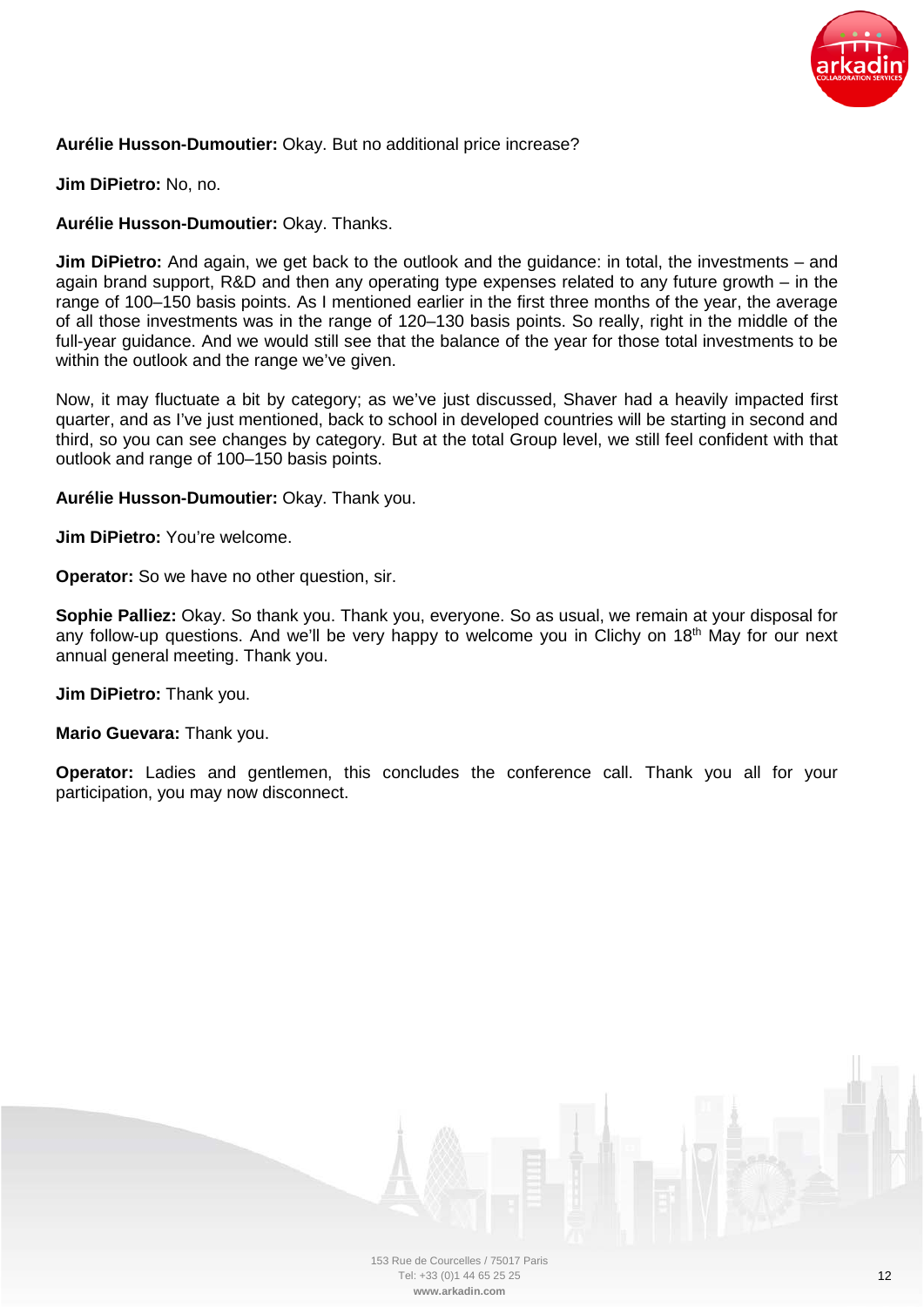**Aurélie Husson-Dumoutier:** Okay. But no additional price increase?

**Jim DiPietro:** No, no.

**Aurélie Husson-Dumoutier:** Okay. Thanks.

**Jim DiPietro:** And again, we get back to the outlook and the guidance: in total, the investments – and again brand support, R&D and then any operating type expenses related to any future growth – in the range of 100–150 basis points. As I mentioned earlier in the first three months of the year, the average of all those investments was in the range of 120–130 basis points. So really, right in the middle of the full-year guidance. And we would still see that the balance of the year for those total investments to be within the outlook and the range we've given.

Now, it may fluctuate a bit by category; as we've just discussed, Shaver had a heavily impacted first quarter, and as I've just mentioned, back to school in developed countries will be starting in second and third, so you can see changes by category. But at the total Group level, we still feel confident with that outlook and range of 100–150 basis points.

**Aurélie Husson-Dumoutier:** Okay. Thank you.

**Jim DiPietro:** You're welcome.

**Operator:** So we have no other question, sir.

**Sophie Palliez:** Okay. So thank you. Thank you, everyone. So as usual, we remain at your disposal for any follow-up questions. And we'll be very happy to welcome you in Clichy on 18th May for our next annual general meeting. Thank you.

**Jim DiPietro:** Thank you.

**Mario Guevara:** Thank you.

**Operator:** Ladies and gentlemen, this concludes the conference call. Thank you all for your participation, you may now disconnect.